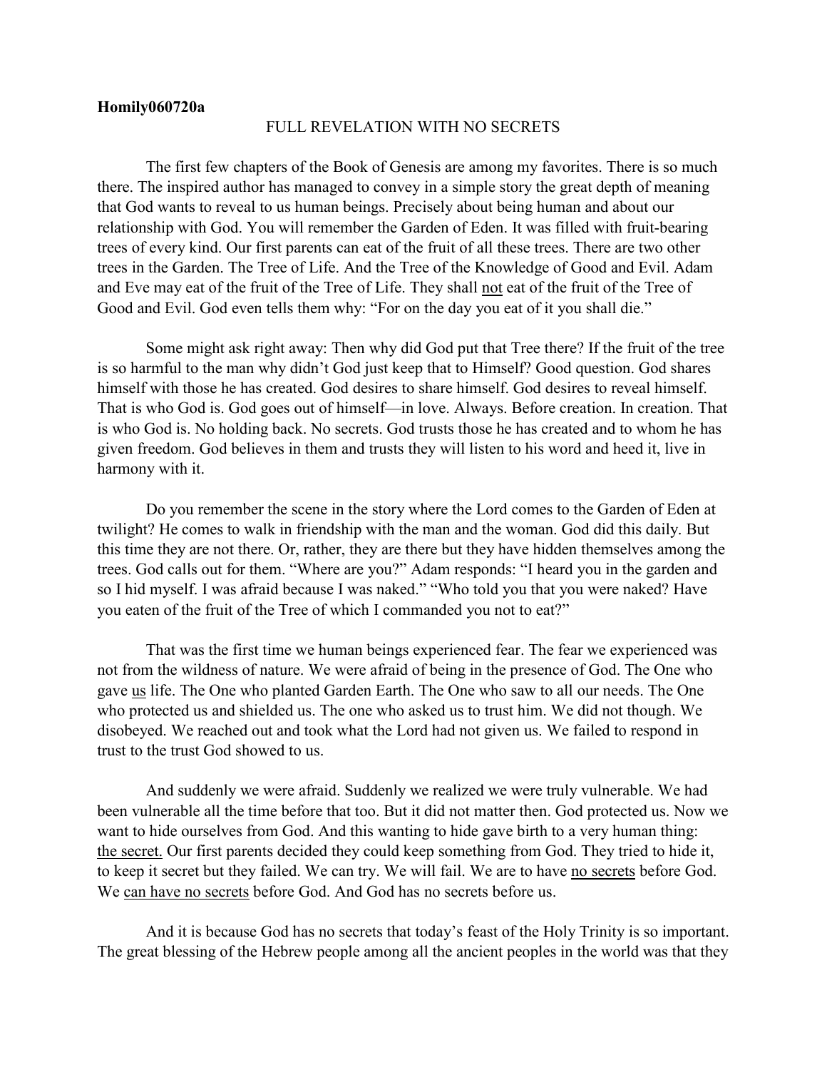**Homily060720a**

FULL REVELATION WITH NO SECRETS

The first few chapters of the Book of Genesis are among my favorites. There is so much there. The inspired author has managed to convey in a simple story the great depth of meaning that God wants to reveal to us human beings. Precisely about being human and about our relationship with God. You will remember the Garden of Eden. It was filled with fruit-bearing trees of every kind. Our first parents can eat of the fruit of all these trees. There are two other trees in the Garden. The Tree of Life. And the Tree of the Knowledge of Good and Evil. Adam and Eve may eat of the fruit of the Tree of Life. They shall <u>not</u> eat of the fruit of the Tree of Good and Evil. God even tells them why: "For on the day you eat of it you shall die."

Some might ask right away: Then why did God put that Tree there? If the fruit of the tree is so harmful to the man why didn't God just keep that to Himself? Good question. God shares himself with those he has created. God desires to share himself. God desires to reveal himself. That is who God is. God goes out of himself—in love. Always. Before creation. In creation. That is who God is. No holding back. No secrets. God trusts those he has created and to whom he has given freedom. God believes in them and trusts they will listen to his word and heed it, live in harmony with it.

Do you remember the scene in the story where the Lord comes to the Garden of Eden at twilight? He comes to walk in friendship with the man and the woman. God did this daily. But this time they are not there. Or, rather, they are there but they have hidden themselves among the trees. God calls out for them. "Where are you?" Adam responds: "I heard you in the garden and so I hid myself. I was afraid because I was naked." "Who told you that you were naked? Have you eaten of the fruit of the Tree of which I commanded you not to eat?"

That was the first time we human beings experienced fear. The fear we experienced was not from the wildness of nature. We were afraid of being in the presence of God. The One who gave <u>us</u> life. The One who planted Garden Earth. The One who saw to all our needs. The One who protected us and shielded us. The one who asked us to trust him. We did not though. We disobeyed. We reached out and took what the Lord had not given us. We failed to respond in trust to the trust God showed to us.

And suddenly we were afraid. Suddenly we realized we were truly vulnerable. We had been vulnerable all the time before that too. But it did not matter then. God protected us. Now we want to hide ourselves from God. And this wanting to hide gave birth to a very human thing: <u>the secret.</u> Our first parents decided they could keep something from God. They tried to hide it, to keep it secret but they failed. We can try. We will fail. We are to have <u>no secrets</u> before God. We <u>can have no secrets</u> before God. And God has no secrets before us.

And it is because God has no secrets that today's feast of the Holy Trinity is so important. The great blessing of the Hebrew people among all the ancient peoples in the world was that they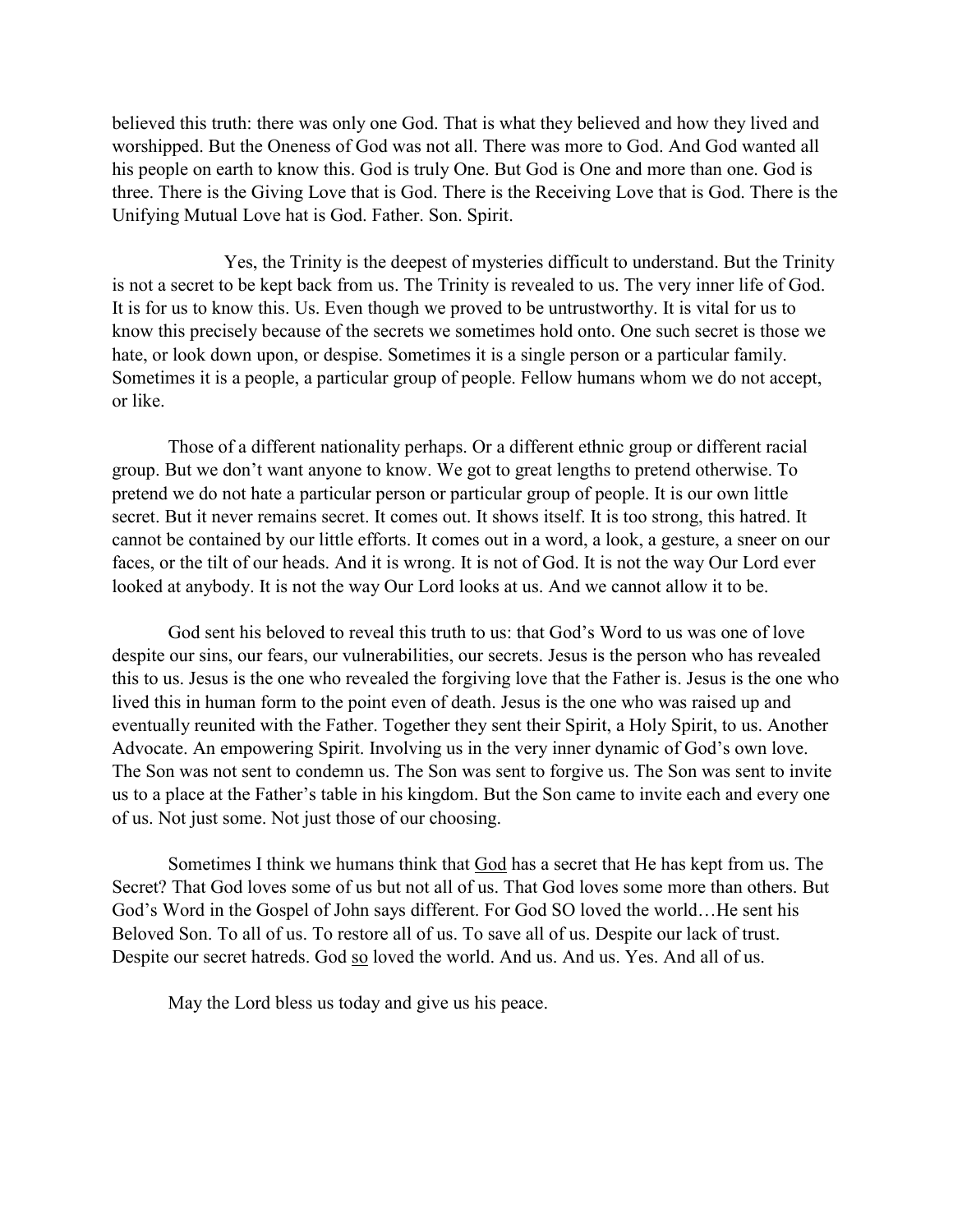believed this truth: there was only one God. That is what they believed and how they lived and worshipped. But the Oneness of God was not all. There was more to God. And God wanted all his people on earth to know this. God is truly One. But God is One and more than one. God is three. There is the Giving Love that is God. There is the Receiving Love that is God. There is the Unifying Mutual Love hat is God. Father. Son. Spirit.

Yes, the Trinity is the deepest of mysteries difficult to understand. But the Trinity is not a secret to be kept back from us. The Trinity is revealed to us. The very inner life of God. It is for us to know this. Us. Even though we proved to be untrustworthy. It is vital for us to know this precisely because of the secrets we sometimes hold onto. One such secret is those we hate, or look down upon, or despise. Sometimes it is a single person or a particular family. Sometimes it is a people, a particular group of people. Fellow humans whom we do not accept, or like.

Those of a different nationality perhaps. Or a different ethnic group or different racial group. But we don't want anyone to know. We got to great lengths to pretend otherwise. To pretend we do not hate a particular person or particular group of people. It is our own little secret. But it never remains secret. It comes out. It shows itself. It is too strong, this hatred. It cannot be contained by our little efforts. It comes out in a word, a look, a gesture, a sneer on our faces, or the tilt of our heads. And it is wrong. It is not of God. It is not the way Our Lord ever looked at anybody. It is not the way Our Lord looks at us. And we cannot allow it to be.

God sent his beloved to reveal this truth to us: that God's Word to us was one of love despite our sins, our fears, our vulnerabilities, our secrets. Jesus is the person who has revealed this to us. Jesus is the one who revealed the forgiving love that the Father is. Jesus is the one who lived this in human form to the point even of death. Jesus is the one who was raised up and eventually reunited with the Father. Together they sent their Spirit, a Holy Spirit, to us. Another Advocate. An empowering Spirit. Involving us in the very inner dynamic of God's own love. The Son was not sent to condemn us. The Son was sent to forgive us. The Son was sent to invite us to a place at the Father's table in his kingdom. But the Son came to invite each and every one of us. Not just some. Not just those of our choosing.

Sometimes I think we humans think that <u>God</u> has a secret that He has kept from us. The Secret? That God loves some of us but not all of us. That God loves some more than others. But God's Word in the Gospel of John says different. For God SO loved the world…He sent his Beloved Son. To all of us. To restore all of us. To save all of us. Despite our lack of trust. Despite our secret hatreds. God <u>so</u> loved the world. And us. And us. Yes. And all of us.

May the Lord bless us today and give us his peace.